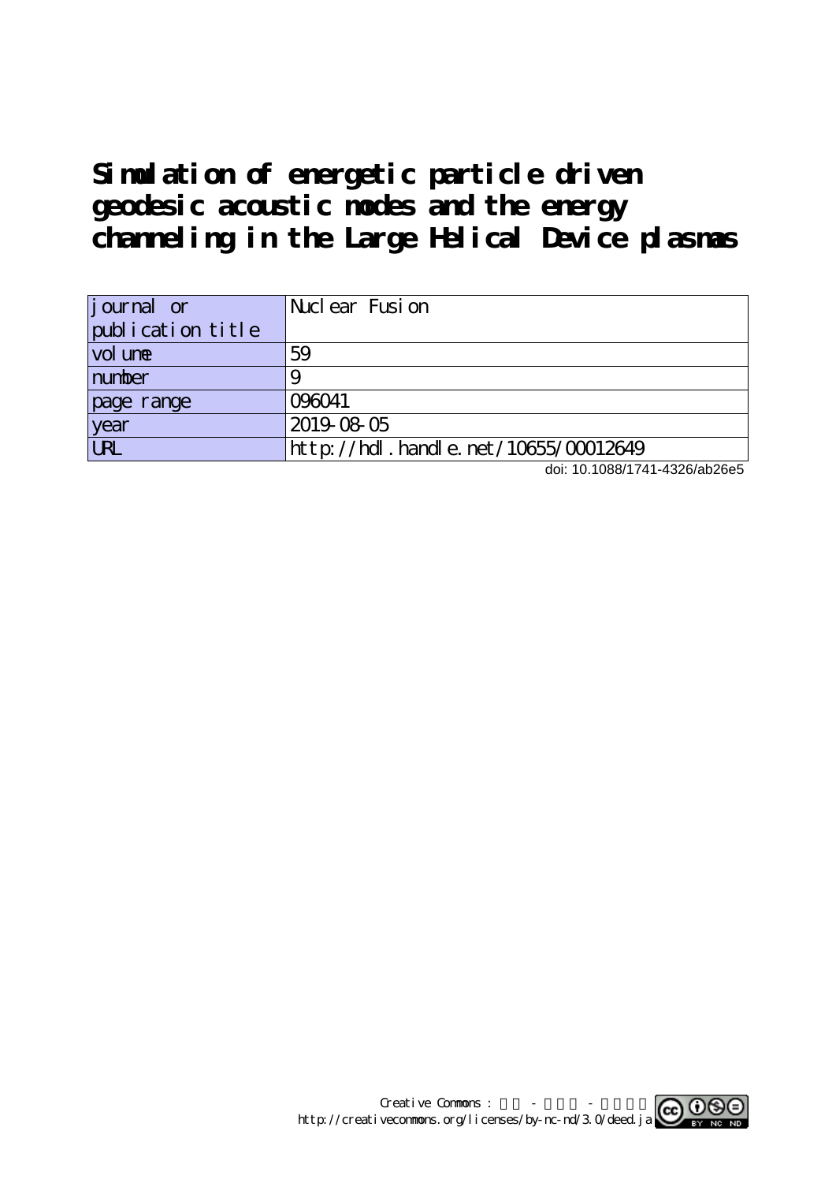# Simulation of energetic particle driven geodesic acoustic modes and the energy channeling in the Large Helical Device plasmas

| journal or publication title | Nuclear Fusion |
| --- | --- |
| volume | 59 |
| number | 9 |
| page range | 096041 |
| year | 2019-08-05 |
| URL | http://hdl.handle.net/10655/00012649 |

doi: 10.1088/1741-4326/ab26e5

Creative Commons : 表示 - 非営利 - 改変禁止
http://creativecommons.org/licenses/by-nc-nd/3.0/deed.ja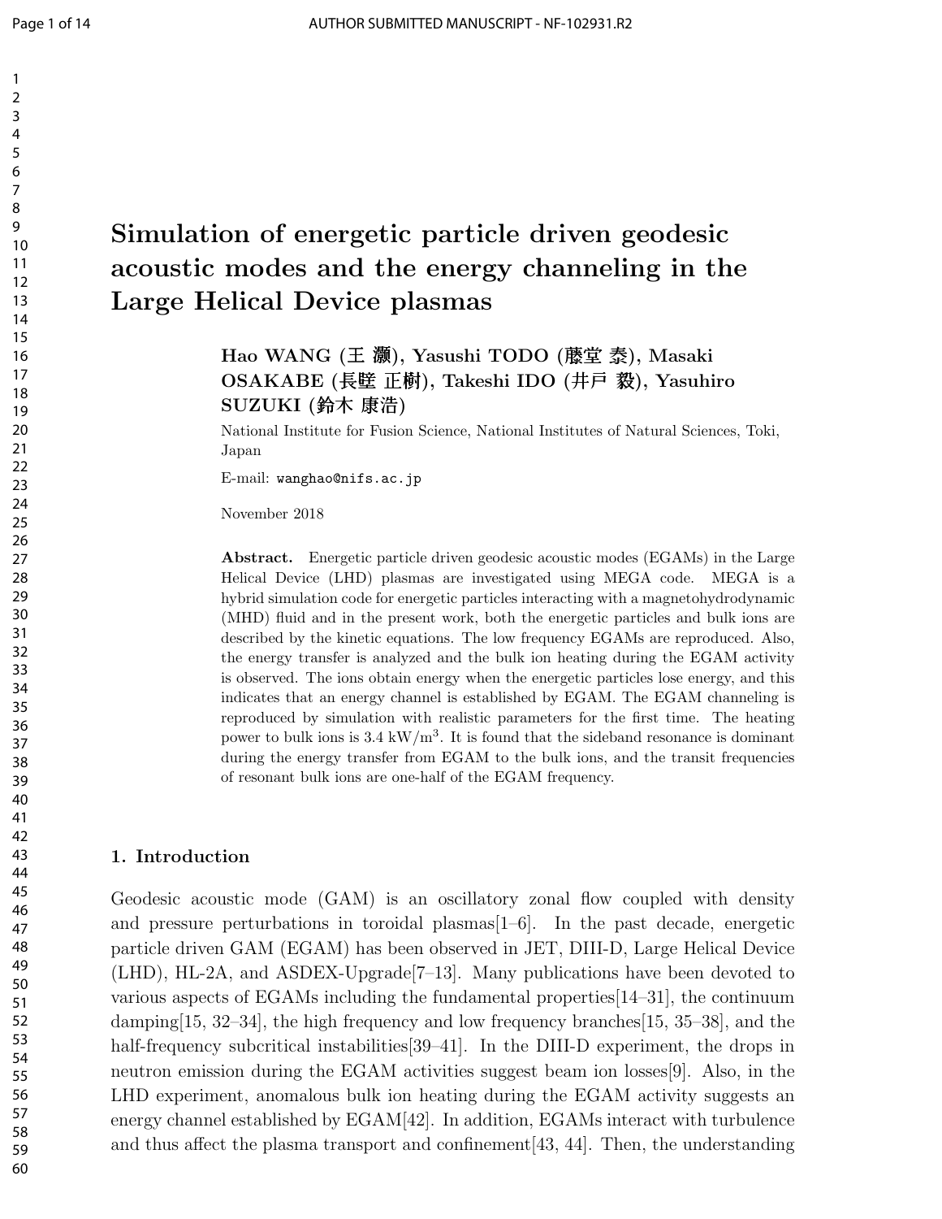# Simulation of energetic particle driven geodesic acoustic modes and the energy channeling in the Large Helical Device plasmas

**Hao WANG (王 灏), Yasushi TODO (藤堂 泰), Masaki OSAKABE (長壁 正樹), Takeshi IDO (井戸 毅), Yasuhiro SUZUKI (鈴木 康浩)**

National Institute for Fusion Science, National Institutes of Natural Sciences, Toki, Japan

E-mail: wanghao@nifs.ac.jp

November 2018

**Abstract.** Energetic particle driven geodesic acoustic modes (EGAMs) in the Large Helical Device (LHD) plasmas are investigated using MEGA code. MEGA is a hybrid simulation code for energetic particles interacting with a magnetohydrodynamic (MHD) fluid and in the present work, both the energetic particles and bulk ions are described by the kinetic equations. The low frequency EGAMs are reproduced. Also, the energy transfer is analyzed and the bulk ion heating during the EGAM activity is observed. The ions obtain energy when the energetic particles lose energy, and this indicates that an energy channel is established by EGAM. The EGAM channeling is reproduced by simulation with realistic parameters for the first time. The heating power to bulk ions is 3.4 kW/m$^3$. It is found that the sideband resonance is dominant during the energy transfer from EGAM to the bulk ions, and the transit frequencies of resonant bulk ions are one-half of the EGAM frequency.

## 1. Introduction

Geodesic acoustic mode (GAM) is an oscillatory zonal flow coupled with density and pressure perturbations in toroidal plasmas[1–6]. In the past decade, energetic particle driven GAM (EGAM) has been observed in JET, DIII-D, Large Helical Device (LHD), HL-2A, and ASDEX-Upgrade[7–13]. Many publications have been devoted to various aspects of EGAMs including the fundamental properties[14–31], the continuum damping[15, 32–34], the high frequency and low frequency branches[15, 35–38], and the half-frequency subcritical instabilities[39–41]. In the DIII-D experiment, the drops in neutron emission during the EGAM activities suggest beam ion losses[9]. Also, in the LHD experiment, anomalous bulk ion heating during the EGAM activity suggests an energy channel established by EGAM[42]. In addition, EGAMs interact with turbulence and thus affect the plasma transport and confinement[43, 44]. Then, the understanding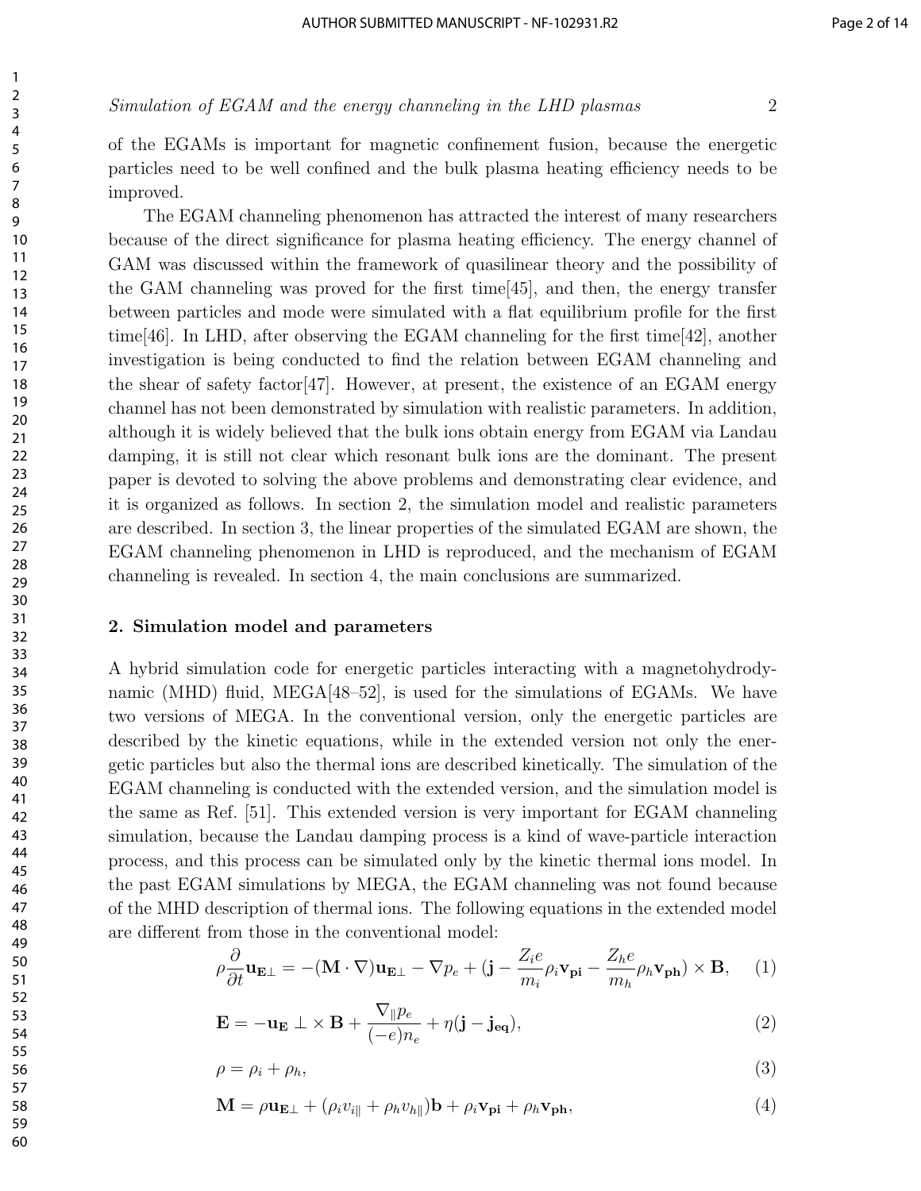of the EGAMs is important for magnetic confinement fusion, because the energetic particles need to be well confined and the bulk plasma heating efficiency needs to be improved.

The EGAM channeling phenomenon has attracted the interest of many researchers because of the direct significance for plasma heating efficiency. The energy channel of GAM was discussed within the framework of quasilinear theory and the possibility of the GAM channeling was proved for the first time[45], and then, the energy transfer between particles and mode were simulated with a flat equilibrium profile for the first time[46]. In LHD, after observing the EGAM channeling for the first time[42], another investigation is being conducted to find the relation between EGAM channeling and the shear of safety factor[47]. However, at present, the existence of an EGAM energy channel has not been demonstrated by simulation with realistic parameters. In addition, although it is widely believed that the bulk ions obtain energy from EGAM via Landau damping, it is still not clear which resonant bulk ions are the dominant. The present paper is devoted to solving the above problems and demonstrating clear evidence, and it is organized as follows. In section 2, the simulation model and realistic parameters are described. In section 3, the linear properties of the simulated EGAM are shown, the EGAM channeling phenomenon in LHD is reproduced, and the mechanism of EGAM channeling is revealed. In section 4, the main conclusions are summarized.

## 2. Simulation model and parameters

A hybrid simulation code for energetic particles interacting with a magnetohydrodynamic (MHD) fluid, MEGA[48–52], is used for the simulations of EGAMs. We have two versions of MEGA. In the conventional version, only the energetic particles are described by the kinetic equations, while in the extended version not only the energetic particles but also the thermal ions are described kinetically. The simulation of the EGAM channeling is conducted with the extended version, and the simulation model is the same as Ref. [51]. This extended version is very important for EGAM channeling simulation, because the Landau damping process is a kind of wave-particle interaction process, and this process can be simulated only by the kinetic thermal ions model. In the past EGAM simulations by MEGA, the EGAM channeling was not found because of the MHD description of thermal ions. The following equations in the extended model are different from those in the conventional model:

$$\rho \frac{\partial}{\partial t}\mathbf{u_{E\perp}} = -(\mathbf{M}\cdot\nabla)\mathbf{u_{E\perp}} - \nabla p_e + (\mathbf{j} - \frac{Z_i e}{m_i}\rho_i \mathbf{v_{pi}} - \frac{Z_h e}{m_h}\rho_h \mathbf{v_{ph}}) \times \mathbf{B}, \quad (1)$$

$$\mathbf{E} = -\mathbf{u_E}\perp \times \mathbf{B} + \frac{\nabla_{\parallel} p_e}{(-e)n_e} + \eta(\mathbf{j} - \mathbf{j_{eq}}), \quad (2)$$

$$\rho = \rho_i + \rho_h, \quad (3)$$

$$\mathbf{M} = \rho \mathbf{u_{E\perp}} + (\rho_i v_{i\parallel} + \rho_h v_{h\parallel})\mathbf{b} + \rho_i \mathbf{v_{pi}} + \rho_h \mathbf{v_{ph}}, \quad (4)$$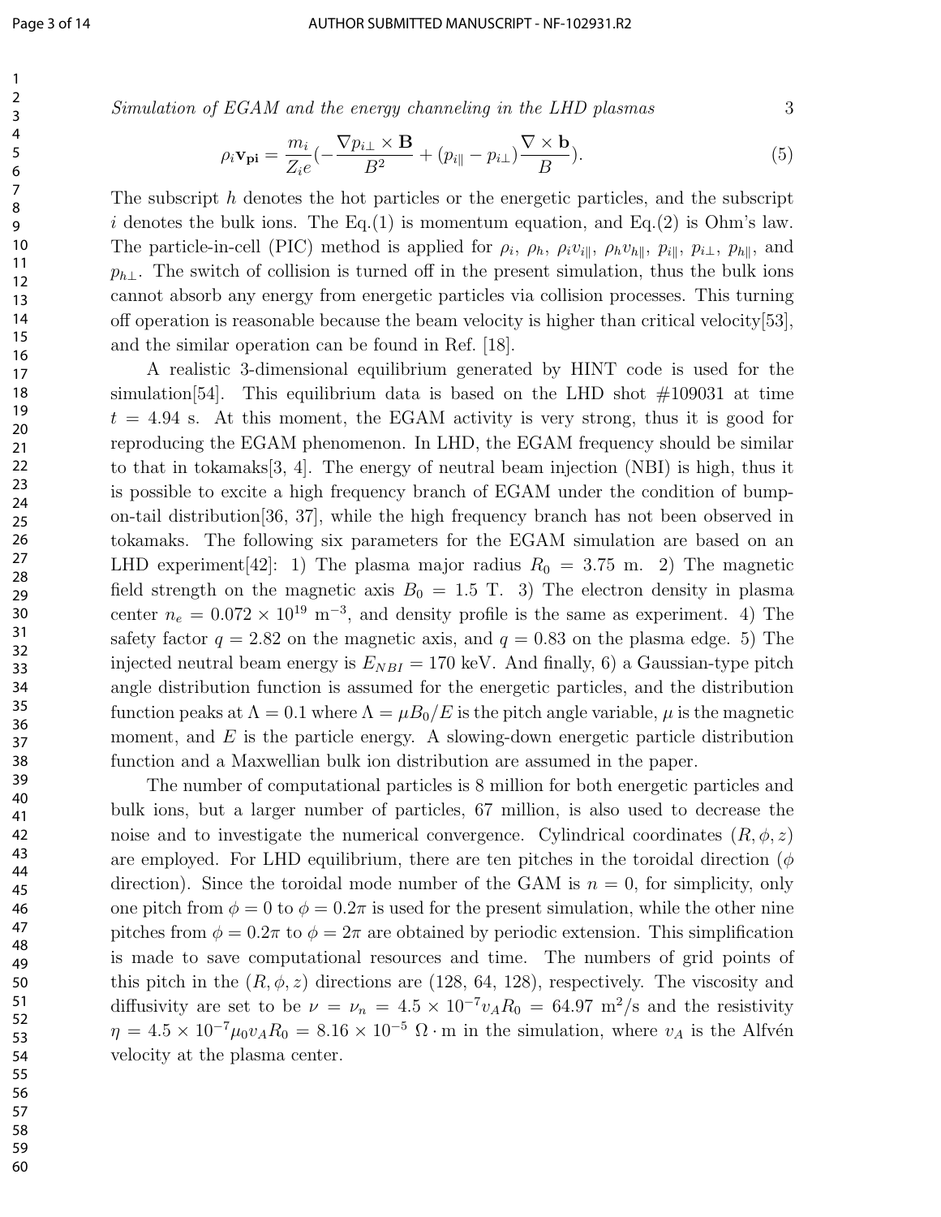$$\rho_i \mathbf{v_{pi}} = \frac{m_i}{Z_i e}\left(-\frac{\nabla p_{i\perp} \times \mathbf{B}}{B^2} + (p_{i\parallel} - p_{i\perp})\frac{\nabla \times \mathbf{b}}{B}\right). \tag{5}$$

The subscript $h$ denotes the hot particles or the energetic particles, and the subscript $i$ denotes the bulk ions. The Eq.(1) is momentum equation, and Eq.(2) is Ohm's law. The particle-in-cell (PIC) method is applied for $\rho_i$, $\rho_h$, $\rho_i v_{i\parallel}$, $\rho_h v_{h\parallel}$, $p_{i\parallel}$, $p_{i\perp}$, $p_{h\parallel}$, and $p_{h\perp}$. The switch of collision is turned off in the present simulation, thus the bulk ions cannot absorb any energy from energetic particles via collision processes. This turning off operation is reasonable because the beam velocity is higher than critical velocity[53], and the similar operation can be found in Ref. [18].

A realistic 3-dimensional equilibrium generated by HINT code is used for the simulation[54]. This equilibrium data is based on the LHD shot #109031 at time $t = 4.94$ s. At this moment, the EGAM activity is very strong, thus it is good for reproducing the EGAM phenomenon. In LHD, the EGAM frequency should be similar to that in tokamaks[3, 4]. The energy of neutral beam injection (NBI) is high, thus it is possible to excite a high frequency branch of EGAM under the condition of bump-on-tail distribution[36, 37], while the high frequency branch has not been observed in tokamaks. The following six parameters for the EGAM simulation are based on an LHD experiment[42]: 1) The plasma major radius $R_0 = 3.75$ m. 2) The magnetic field strength on the magnetic axis $B_0 = 1.5$ T. 3) The electron density in plasma center $n_e = 0.072 \times 10^{19}$ m$^{-3}$, and density profile is the same as experiment. 4) The safety factor $q = 2.82$ on the magnetic axis, and $q = 0.83$ on the plasma edge. 5) The injected neutral beam energy is $E_{NBI} = 170$ keV. And finally, 6) a Gaussian-type pitch angle distribution function is assumed for the energetic particles, and the distribution function peaks at $\Lambda = 0.1$ where $\Lambda = \mu B_0/E$ is the pitch angle variable, $\mu$ is the magnetic moment, and $E$ is the particle energy. A slowing-down energetic particle distribution function and a Maxwellian bulk ion distribution are assumed in the paper.

The number of computational particles is 8 million for both energetic particles and bulk ions, but a larger number of particles, 67 million, is also used to decrease the noise and to investigate the numerical convergence. Cylindrical coordinates $(R, \phi, z)$ are employed. For LHD equilibrium, there are ten pitches in the toroidal direction ($\phi$ direction). Since the toroidal mode number of the GAM is $n = 0$, for simplicity, only one pitch from $\phi = 0$ to $\phi = 0.2\pi$ is used for the present simulation, while the other nine pitches from $\phi = 0.2\pi$ to $\phi = 2\pi$ are obtained by periodic extension. This simplification is made to save computational resources and time. The numbers of grid points of this pitch in the $(R, \phi, z)$ directions are (128, 64, 128), respectively. The viscosity and diffusivity are set to be $\nu = \nu_n = 4.5 \times 10^{-7} v_A R_0 = 64.97$ m$^2$/s and the resistivity $\eta = 4.5 \times 10^{-7} \mu_0 v_A R_0 = 8.16 \times 10^{-5}$ $\Omega \cdot$ m in the simulation, where $v_A$ is the Alfvén velocity at the plasma center.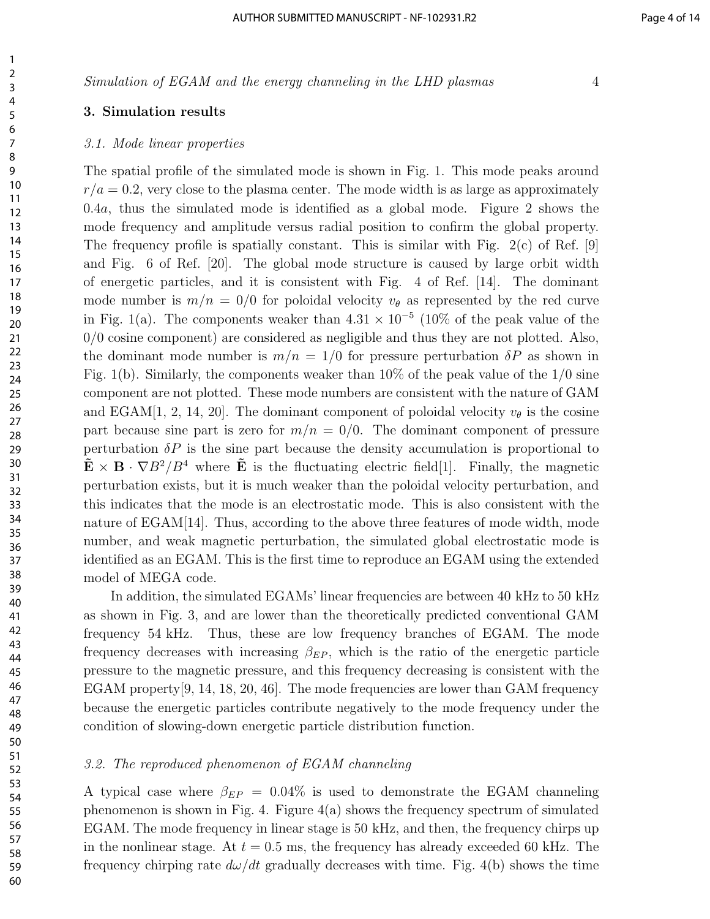## 3. Simulation results

### 3.1. Mode linear properties

The spatial profile of the simulated mode is shown in Fig. 1. This mode peaks around $r/a = 0.2$, very close to the plasma center. The mode width is as large as approximately $0.4a$, thus the simulated mode is identified as a global mode. Figure 2 shows the mode frequency and amplitude versus radial position to confirm the global property. The frequency profile is spatially constant. This is similar with Fig. 2(c) of Ref. [9] and Fig. 6 of Ref. [20]. The global mode structure is caused by large orbit width of energetic particles, and it is consistent with Fig. 4 of Ref. [14]. The dominant mode number is $m/n = 0/0$ for poloidal velocity $v_\theta$ as represented by the red curve in Fig. 1(a). The components weaker than $4.31 \times 10^{-5}$ (10% of the peak value of the 0/0 cosine component) are considered as negligible and thus they are not plotted. Also, the dominant mode number is $m/n = 1/0$ for pressure perturbation $\delta P$ as shown in Fig. 1(b). Similarly, the components weaker than 10% of the peak value of the 1/0 sine component are not plotted. These mode numbers are consistent with the nature of GAM and EGAM[1, 2, 14, 20]. The dominant component of poloidal velocity $v_\theta$ is the cosine part because sine part is zero for $m/n = 0/0$. The dominant component of pressure perturbation $\delta P$ is the sine part because the density accumulation is proportional to $\tilde{\mathbf{E}} \times \mathbf{B} \cdot \nabla B^2/B^4$ where $\tilde{\mathbf{E}}$ is the fluctuating electric field[1]. Finally, the magnetic perturbation exists, but it is much weaker than the poloidal velocity perturbation, and this indicates that the mode is an electrostatic mode. This is also consistent with the nature of EGAM[14]. Thus, according to the above three features of mode width, mode number, and weak magnetic perturbation, the simulated global electrostatic mode is identified as an EGAM. This is the first time to reproduce an EGAM using the extended model of MEGA code.

In addition, the simulated EGAMs' linear frequencies are between 40 kHz to 50 kHz as shown in Fig. 3, and are lower than the theoretically predicted conventional GAM frequency 54 kHz. Thus, these are low frequency branches of EGAM. The mode frequency decreases with increasing $\beta_{EP}$, which is the ratio of the energetic particle pressure to the magnetic pressure, and this frequency decreasing is consistent with the EGAM property[9, 14, 18, 20, 46]. The mode frequencies are lower than GAM frequency because the energetic particles contribute negatively to the mode frequency under the condition of slowing-down energetic particle distribution function.

### 3.2. The reproduced phenomenon of EGAM channeling

A typical case where $\beta_{EP} = 0.04\%$ is used to demonstrate the EGAM channeling phenomenon is shown in Fig. 4. Figure 4(a) shows the frequency spectrum of simulated EGAM. The mode frequency in linear stage is 50 kHz, and then, the frequency chirps up in the nonlinear stage. At $t = 0.5$ ms, the frequency has already exceeded 60 kHz. The frequency chirping rate $d\omega/dt$ gradually decreases with time. Fig. 4(b) shows the time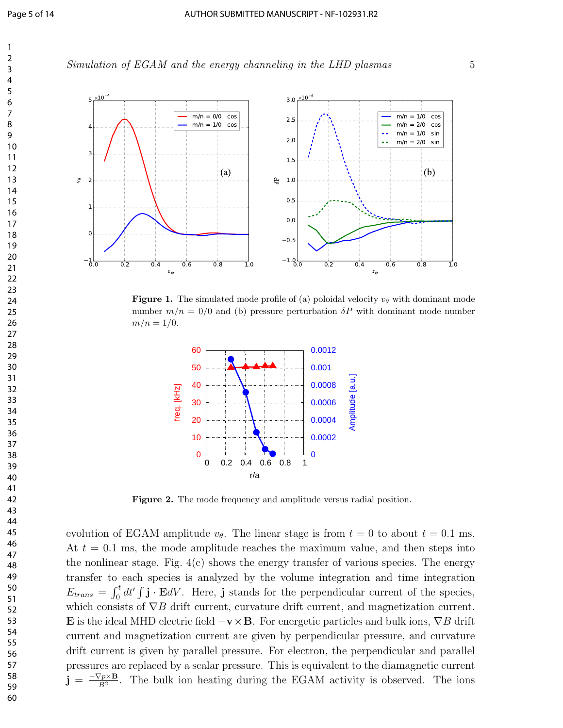Figure 1. The simulated mode profile of (a) poloidal velocity $v_\theta$ with dominant mode number $m/n = 0/0$ and (b) pressure perturbation $\delta P$ with dominant mode number $m/n = 1/0$.

Figure 2. The mode frequency and amplitude versus radial position.

evolution of EGAM amplitude $v_\theta$. The linear stage is from $t = 0$ to about $t = 0.1$ ms. At $t = 0.1$ ms, the mode amplitude reaches the maximum value, and then steps into the nonlinear stage. Fig. 4(c) shows the energy transfer of various species. The energy transfer to each species is analyzed by the volume integration and time integration $E_{trans} = \int_0^t dt' \int \mathbf{j} \cdot \mathbf{E} dV$. Here, $\mathbf{j}$ stands for the perpendicular current of the species, which consists of $\nabla B$ drift current, curvature drift current, and magnetization current. $\mathbf{E}$ is the ideal MHD electric field $-\mathbf{v} \times \mathbf{B}$. For energetic particles and bulk ions, $\nabla B$ drift current and magnetization current are given by perpendicular pressure, and curvature drift current is given by parallel pressure. For electron, the perpendicular and parallel pressures are replaced by a scalar pressure. This is equivalent to the diamagnetic current $\mathbf{j} = \frac{-\nabla p \times \mathbf{B}}{B^2}$. The bulk ion heating during the EGAM activity is observed. The ions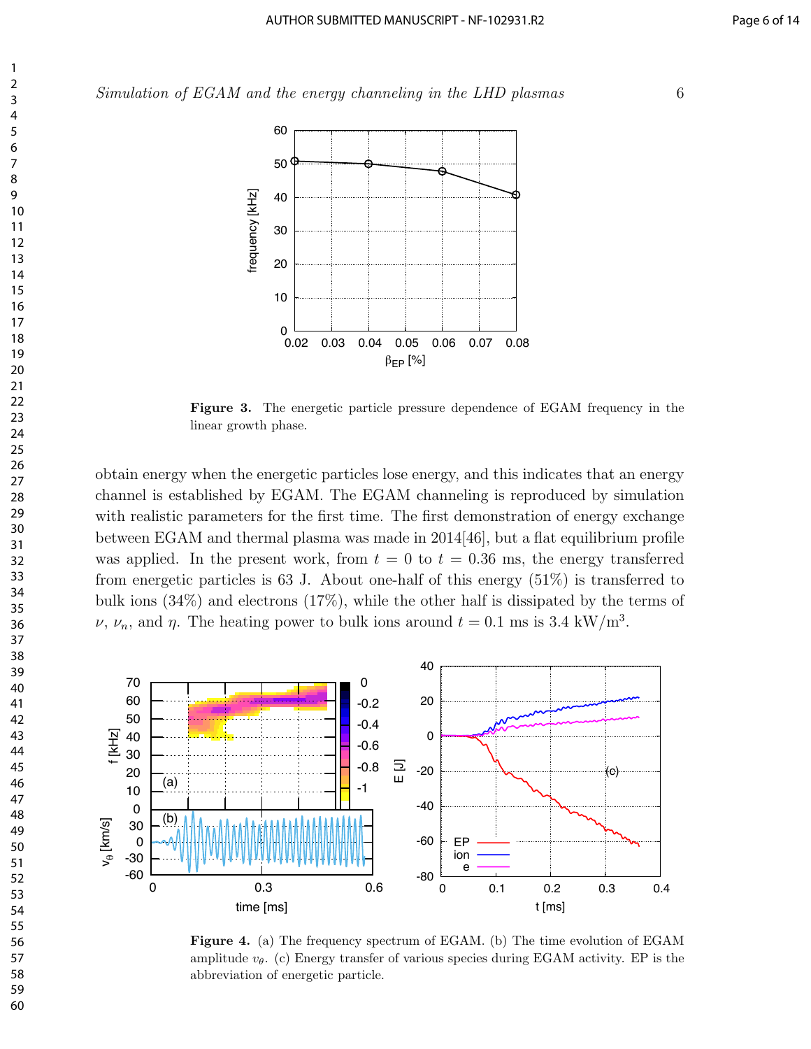Figure 3. The energetic particle pressure dependence of EGAM frequency in the linear growth phase.

obtain energy when the energetic particles lose energy, and this indicates that an energy channel is established by EGAM. The EGAM channeling is reproduced by simulation with realistic parameters for the first time. The first demonstration of energy exchange between EGAM and thermal plasma was made in 2014[46], but a flat equilibrium profile was applied. In the present work, from $t = 0$ to $t = 0.36$ ms, the energy transferred from energetic particles is 63 J. About one-half of this energy (51%) is transferred to bulk ions (34%) and electrons (17%), while the other half is dissipated by the terms of $\nu$, $\nu_n$, and $\eta$. The heating power to bulk ions around $t = 0.1$ ms is 3.4 kW/m$^3$.

Figure 4. (a) The frequency spectrum of EGAM. (b) The time evolution of EGAM amplitude $v_\theta$. (c) Energy transfer of various species during EGAM activity. EP is the abbreviation of energetic particle.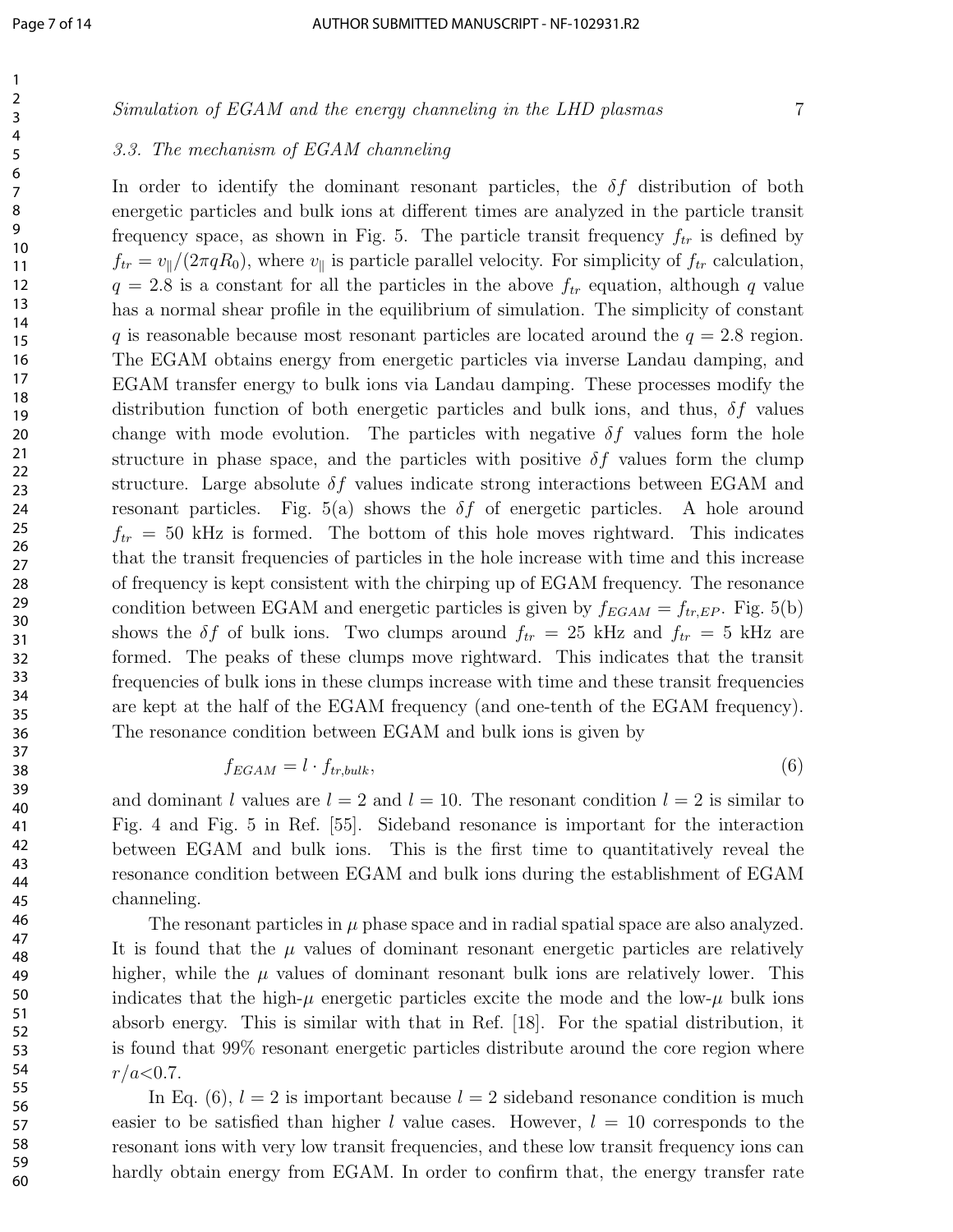### 3.3. The mechanism of EGAM channeling

In order to identify the dominant resonant particles, the $\delta f$ distribution of both energetic particles and bulk ions at different times are analyzed in the particle transit frequency space, as shown in Fig. 5. The particle transit frequency $f_{tr}$ is defined by $f_{tr} = v_{\parallel}/(2\pi q R_0)$, where $v_{\parallel}$ is particle parallel velocity. For simplicity of $f_{tr}$ calculation, $q = 2.8$ is a constant for all the particles in the above $f_{tr}$ equation, although $q$ value has a normal shear profile in the equilibrium of simulation. The simplicity of constant $q$ is reasonable because most resonant particles are located around the $q = 2.8$ region. The EGAM obtains energy from energetic particles via inverse Landau damping, and EGAM transfer energy to bulk ions via Landau damping. These processes modify the distribution function of both energetic particles and bulk ions, and thus, $\delta f$ values change with mode evolution. The particles with negative $\delta f$ values form the hole structure in phase space, and the particles with positive $\delta f$ values form the clump structure. Large absolute $\delta f$ values indicate strong interactions between EGAM and resonant particles. Fig. 5(a) shows the $\delta f$ of energetic particles. A hole around $f_{tr} = 50$ kHz is formed. The bottom of this hole moves rightward. This indicates that the transit frequencies of particles in the hole increase with time and this increase of frequency is kept consistent with the chirping up of EGAM frequency. The resonance condition between EGAM and energetic particles is given by $f_{EGAM} = f_{tr,EP}$. Fig. 5(b) shows the $\delta f$ of bulk ions. Two clumps around $f_{tr} = 25$ kHz and $f_{tr} = 5$ kHz are formed. The peaks of these clumps move rightward. This indicates that the transit frequencies of bulk ions in these clumps increase with time and these transit frequencies are kept at the half of the EGAM frequency (and one-tenth of the EGAM frequency). The resonance condition between EGAM and bulk ions is given by

$$f_{EGAM} = l \cdot f_{tr,bulk}, \tag{6}$$

and dominant $l$ values are $l = 2$ and $l = 10$. The resonant condition $l = 2$ is similar to Fig. 4 and Fig. 5 in Ref. [55]. Sideband resonance is important for the interaction between EGAM and bulk ions. This is the first time to quantitatively reveal the resonance condition between EGAM and bulk ions during the establishment of EGAM channeling.

The resonant particles in $\mu$ phase space and in radial spatial space are also analyzed. It is found that the $\mu$ values of dominant resonant energetic particles are relatively higher, while the $\mu$ values of dominant resonant bulk ions are relatively lower. This indicates that the high-$\mu$ energetic particles excite the mode and the low-$\mu$ bulk ions absorb energy. This is similar with that in Ref. [18]. For the spatial distribution, it is found that 99% resonant energetic particles distribute around the core region where $r/a<0.7$.

In Eq. (6), $l = 2$ is important because $l = 2$ sideband resonance condition is much easier to be satisfied than higher $l$ value cases. However, $l = 10$ corresponds to the resonant ions with very low transit frequencies, and these low transit frequency ions can hardly obtain energy from EGAM. In order to confirm that, the energy transfer rate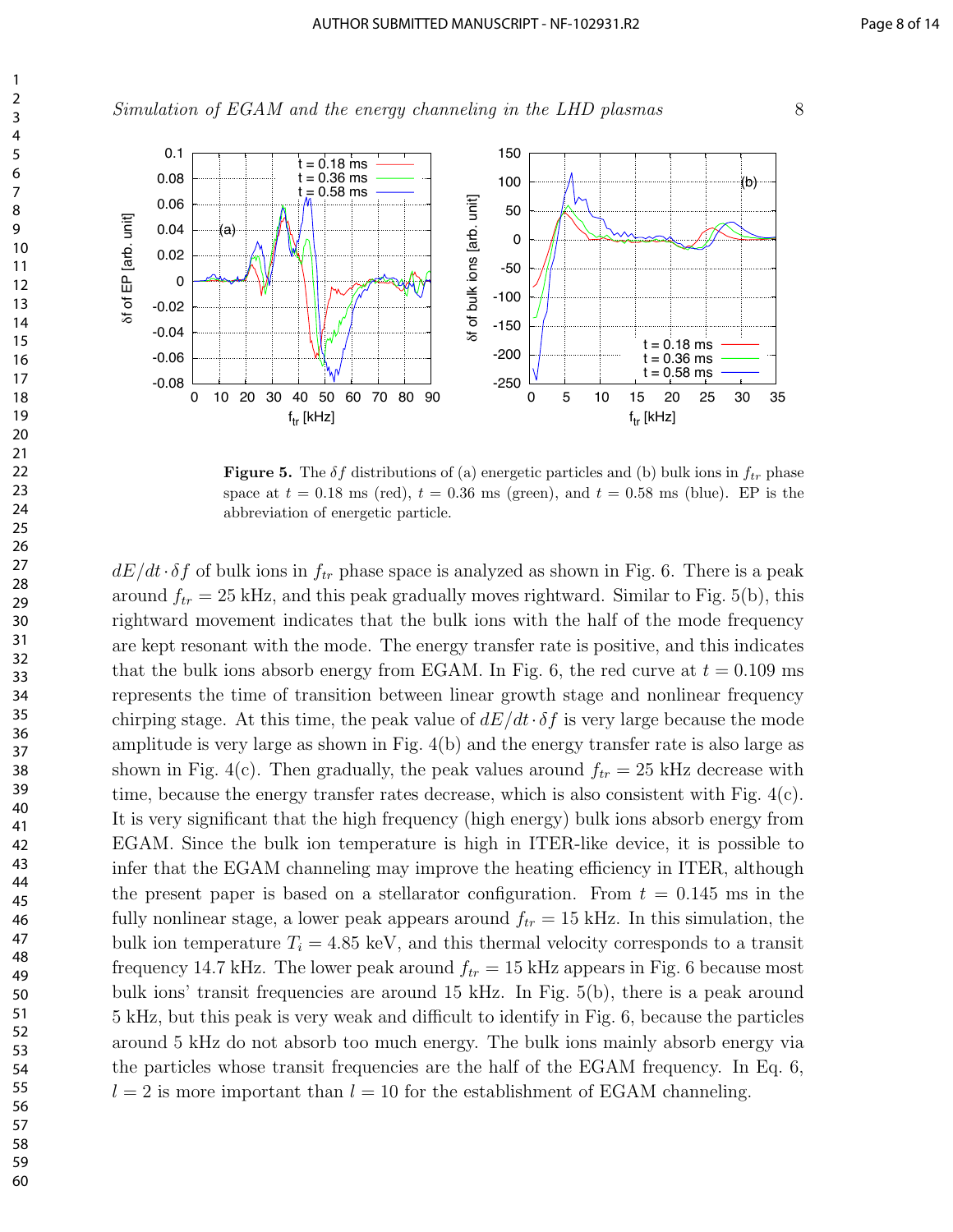**Figure 5.** The $\delta f$ distributions of (a) energetic particles and (b) bulk ions in $f_{tr}$ phase space at $t = 0.18$ ms (red), $t = 0.36$ ms (green), and $t = 0.58$ ms (blue). EP is the abbreviation of energetic particle.

$dE/dt \cdot \delta f$ of bulk ions in $f_{tr}$ phase space is analyzed as shown in Fig. 6. There is a peak around $f_{tr} = 25$ kHz, and this peak gradually moves rightward. Similar to Fig. 5(b), this rightward movement indicates that the bulk ions with the half of the mode frequency are kept resonant with the mode. The energy transfer rate is positive, and this indicates that the bulk ions absorb energy from EGAM. In Fig. 6, the red curve at $t = 0.109$ ms represents the time of transition between linear growth stage and nonlinear frequency chirping stage. At this time, the peak value of $dE/dt \cdot \delta f$ is very large because the mode amplitude is very large as shown in Fig. 4(b) and the energy transfer rate is also large as shown in Fig. 4(c). Then gradually, the peak values around $f_{tr} = 25$ kHz decrease with time, because the energy transfer rates decrease, which is also consistent with Fig. 4(c). It is very significant that the high frequency (high energy) bulk ions absorb energy from EGAM. Since the bulk ion temperature is high in ITER-like device, it is possible to infer that the EGAM channeling may improve the heating efficiency in ITER, although the present paper is based on a stellarator configuration. From $t = 0.145$ ms in the fully nonlinear stage, a lower peak appears around $f_{tr} = 15$ kHz. In this simulation, the bulk ion temperature $T_i = 4.85$ keV, and this thermal velocity corresponds to a transit frequency 14.7 kHz. The lower peak around $f_{tr} = 15$ kHz appears in Fig. 6 because most bulk ions' transit frequencies are around 15 kHz. In Fig. 5(b), there is a peak around 5 kHz, but this peak is very weak and difficult to identify in Fig. 6, because the particles around 5 kHz do not absorb too much energy. The bulk ions mainly absorb energy via the particles whose transit frequencies are the half of the EGAM frequency. In Eq. 6, $l = 2$ is more important than $l = 10$ for the establishment of EGAM channeling.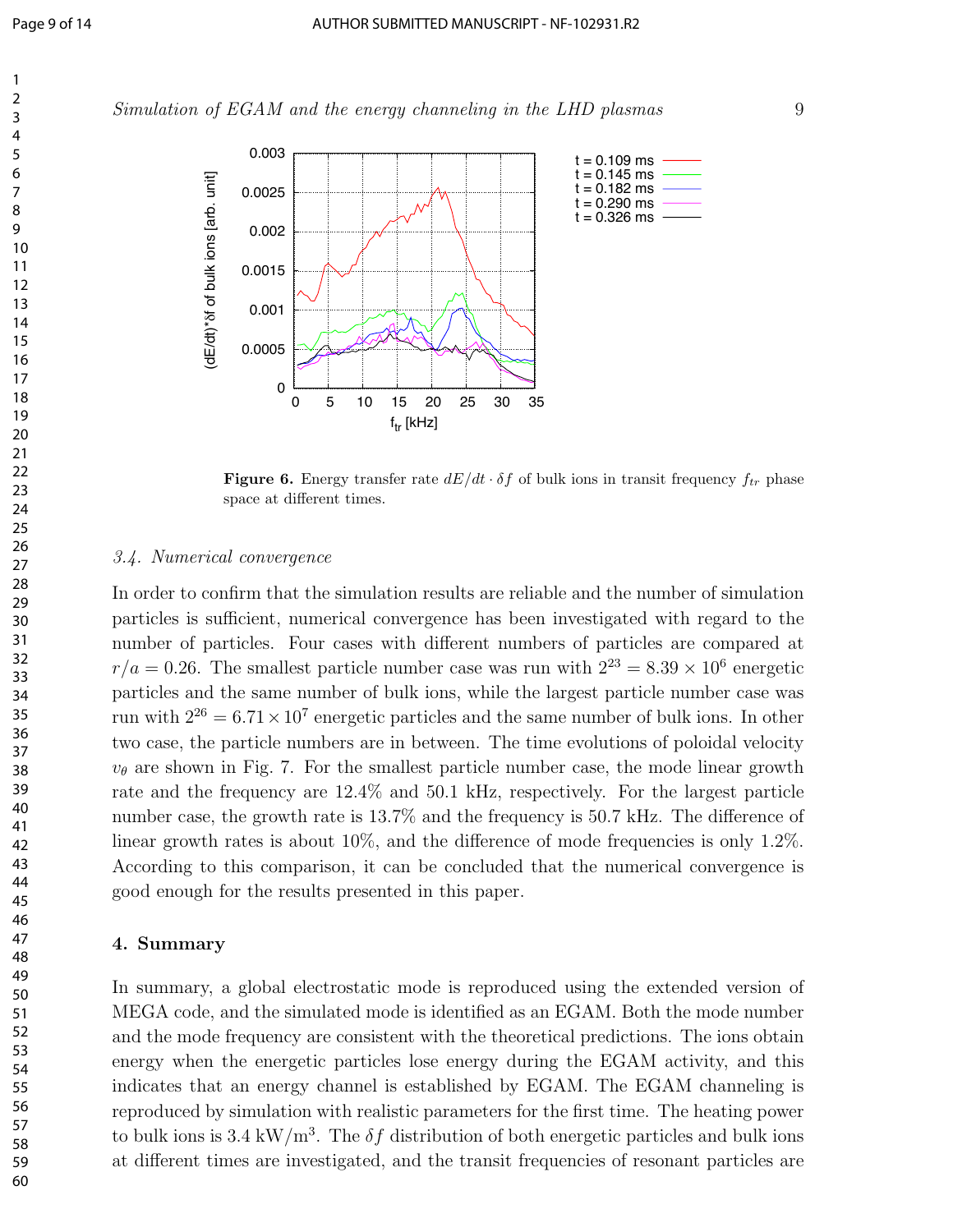Figure 6. Energy transfer rate $dE/dt \cdot \delta f$ of bulk ions in transit frequency $f_{tr}$ phase space at different times.

### 3.4. Numerical convergence

In order to confirm that the simulation results are reliable and the number of simulation particles is sufficient, numerical convergence has been investigated with regard to the number of particles. Four cases with different numbers of particles are compared at $r/a = 0.26$. The smallest particle number case was run with $2^{23} = 8.39 \times 10^6$ energetic particles and the same number of bulk ions, while the largest particle number case was run with $2^{26} = 6.71 \times 10^7$ energetic particles and the same number of bulk ions. In other two case, the particle numbers are in between. The time evolutions of poloidal velocity $v_\theta$ are shown in Fig. 7. For the smallest particle number case, the mode linear growth rate and the frequency are 12.4% and 50.1 kHz, respectively. For the largest particle number case, the growth rate is 13.7% and the frequency is 50.7 kHz. The difference of linear growth rates is about 10%, and the difference of mode frequencies is only 1.2%. According to this comparison, it can be concluded that the numerical convergence is good enough for the results presented in this paper.

## 4. Summary

In summary, a global electrostatic mode is reproduced using the extended version of MEGA code, and the simulated mode is identified as an EGAM. Both the mode number and the mode frequency are consistent with the theoretical predictions. The ions obtain energy when the energetic particles lose energy during the EGAM activity, and this indicates that an energy channel is established by EGAM. The EGAM channeling is reproduced by simulation with realistic parameters for the first time. The heating power to bulk ions is 3.4 $\mathrm{kW/m^3}$. The $\delta f$ distribution of both energetic particles and bulk ions at different times are investigated, and the transit frequencies of resonant particles are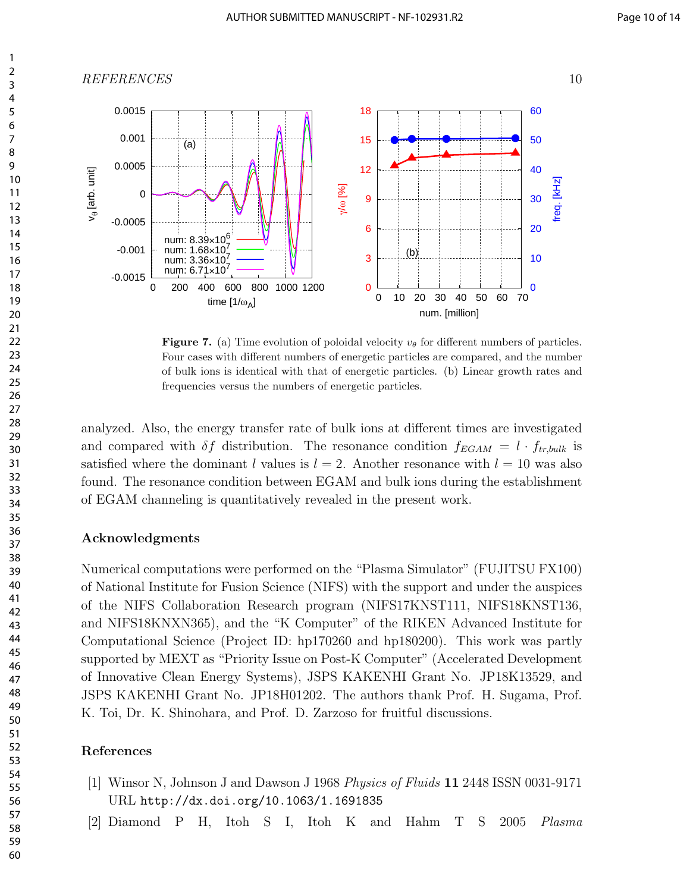Figure 7. (a) Time evolution of poloidal velocity $v_\theta$ for different numbers of particles. Four cases with different numbers of energetic particles are compared, and the number of bulk ions is identical with that of energetic particles. (b) Linear growth rates and frequencies versus the numbers of energetic particles.

analyzed. Also, the energy transfer rate of bulk ions at different times are investigated and compared with $\delta f$ distribution. The resonance condition $f_{EGAM} = l \cdot f_{tr,bulk}$ is satisfied where the dominant $l$ values is $l = 2$. Another resonance with $l = 10$ was also found. The resonance condition between EGAM and bulk ions during the establishment of EGAM channeling is quantitatively revealed in the present work.

## Acknowledgments

Numerical computations were performed on the "Plasma Simulator" (FUJITSU FX100) of National Institute for Fusion Science (NIFS) with the support and under the auspices of the NIFS Collaboration Research program (NIFS17KNST111, NIFS18KNST136, and NIFS18KNXN365), and the "K Computer" of the RIKEN Advanced Institute for Computational Science (Project ID: hp170260 and hp180200). This work was partly supported by MEXT as "Priority Issue on Post-K Computer" (Accelerated Development of Innovative Clean Energy Systems), JSPS KAKENHI Grant No. JP18K13529, and JSPS KAKENHI Grant No. JP18H01202. The authors thank Prof. H. Sugama, Prof. K. Toi, Dr. K. Shinohara, and Prof. D. Zarzoso for fruitful discussions.

## References

[1] Winsor N, Johnson J and Dawson J 1968 *Physics of Fluids* **11** 2448 ISSN 0031-9171 URL http://dx.doi.org/10.1063/1.1691835

[2] Diamond P H, Itoh S I, Itoh K and Hahm T S 2005 *Plasma*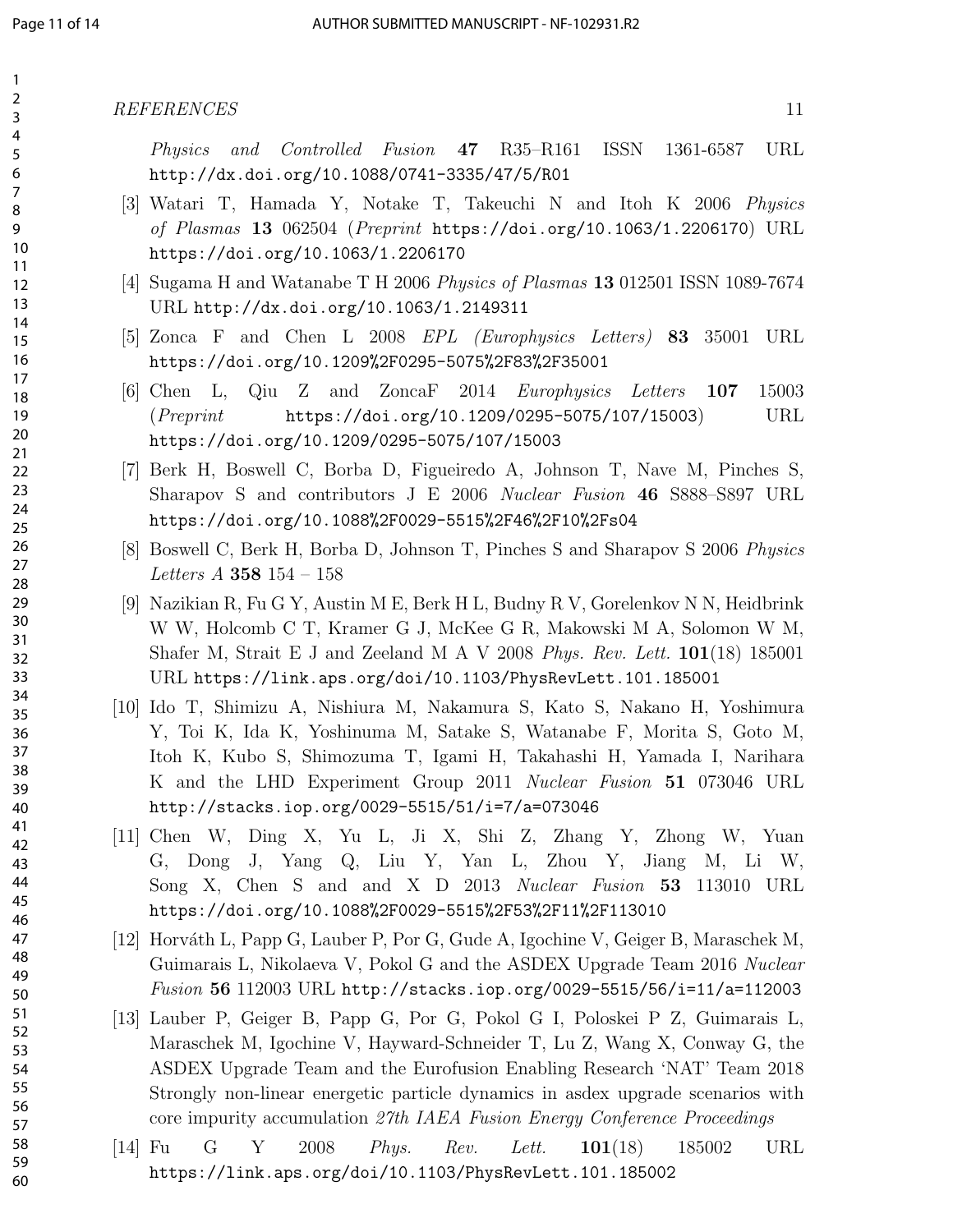*Physics and Controlled Fusion* **47** R35–R161 ISSN 1361-6587 URL http://dx.doi.org/10.1088/0741-3335/47/5/R01

[3] Watari T, Hamada Y, Notake T, Takeuchi N and Itoh K 2006 *Physics of Plasmas* **13** 062504 (*Preprint* https://doi.org/10.1063/1.2206170) URL https://doi.org/10.1063/1.2206170

[4] Sugama H and Watanabe T H 2006 *Physics of Plasmas* **13** 012501 ISSN 1089-7674 URL http://dx.doi.org/10.1063/1.2149311

[5] Zonca F and Chen L 2008 *EPL (Europhysics Letters)* **83** 35001 URL https://doi.org/10.1209%2F0295-5075%2F83%2F35001

[6] Chen L, Qiu Z and ZoncaF 2014 *Europhysics Letters* **107** 15003 (*Preprint* https://doi.org/10.1209/0295-5075/107/15003) URL https://doi.org/10.1209/0295-5075/107/15003

[7] Berk H, Boswell C, Borba D, Figueiredo A, Johnson T, Nave M, Pinches S, Sharapov S and contributors J E 2006 *Nuclear Fusion* **46** S888–S897 URL https://doi.org/10.1088%2F0029-5515%2F46%2F10%2Fs04

[8] Boswell C, Berk H, Borba D, Johnson T, Pinches S and Sharapov S 2006 *Physics Letters A* **358** 154 – 158

[9] Nazikian R, Fu G Y, Austin M E, Berk H L, Budny R V, Gorelenkov N N, Heidbrink W W, Holcomb C T, Kramer G J, McKee G R, Makowski M A, Solomon W M, Shafer M, Strait E J and Zeeland M A V 2008 *Phys. Rev. Lett.* **101**(18) 185001 URL https://link.aps.org/doi/10.1103/PhysRevLett.101.185001

[10] Ido T, Shimizu A, Nishiura M, Nakamura S, Kato S, Nakano H, Yoshimura Y, Toi K, Ida K, Yoshinuma M, Satake S, Watanabe F, Morita S, Goto M, Itoh K, Kubo S, Shimozuma T, Igami H, Takahashi H, Yamada I, Narihara K and the LHD Experiment Group 2011 *Nuclear Fusion* **51** 073046 URL http://stacks.iop.org/0029-5515/51/i=7/a=073046

[11] Chen W, Ding X, Yu L, Ji X, Shi Z, Zhang Y, Zhong W, Yuan G, Dong J, Yang Q, Liu Y, Yan L, Zhou Y, Jiang M, Li W, Song X, Chen S and and X D 2013 *Nuclear Fusion* **53** 113010 URL https://doi.org/10.1088%2F0029-5515%2F53%2F11%2F113010

[12] Horváth L, Papp G, Lauber P, Por G, Gude A, Igochine V, Geiger B, Maraschek M, Guimarais L, Nikolaeva V, Pokol G and the ASDEX Upgrade Team 2016 *Nuclear Fusion* **56** 112003 URL http://stacks.iop.org/0029-5515/56/i=11/a=112003

[13] Lauber P, Geiger B, Papp G, Por G, Pokol G I, Poloskei P Z, Guimarais L, Maraschek M, Igochine V, Hayward-Schneider T, Lu Z, Wang X, Conway G, the ASDEX Upgrade Team and the Eurofusion Enabling Research 'NAT' Team 2018 Strongly non-linear energetic particle dynamics in asdex upgrade scenarios with core impurity accumulation *27th IAEA Fusion Energy Conference Proceedings*

[14] Fu G Y 2008 *Phys. Rev. Lett.* **101**(18) 185002 URL https://link.aps.org/doi/10.1103/PhysRevLett.101.185002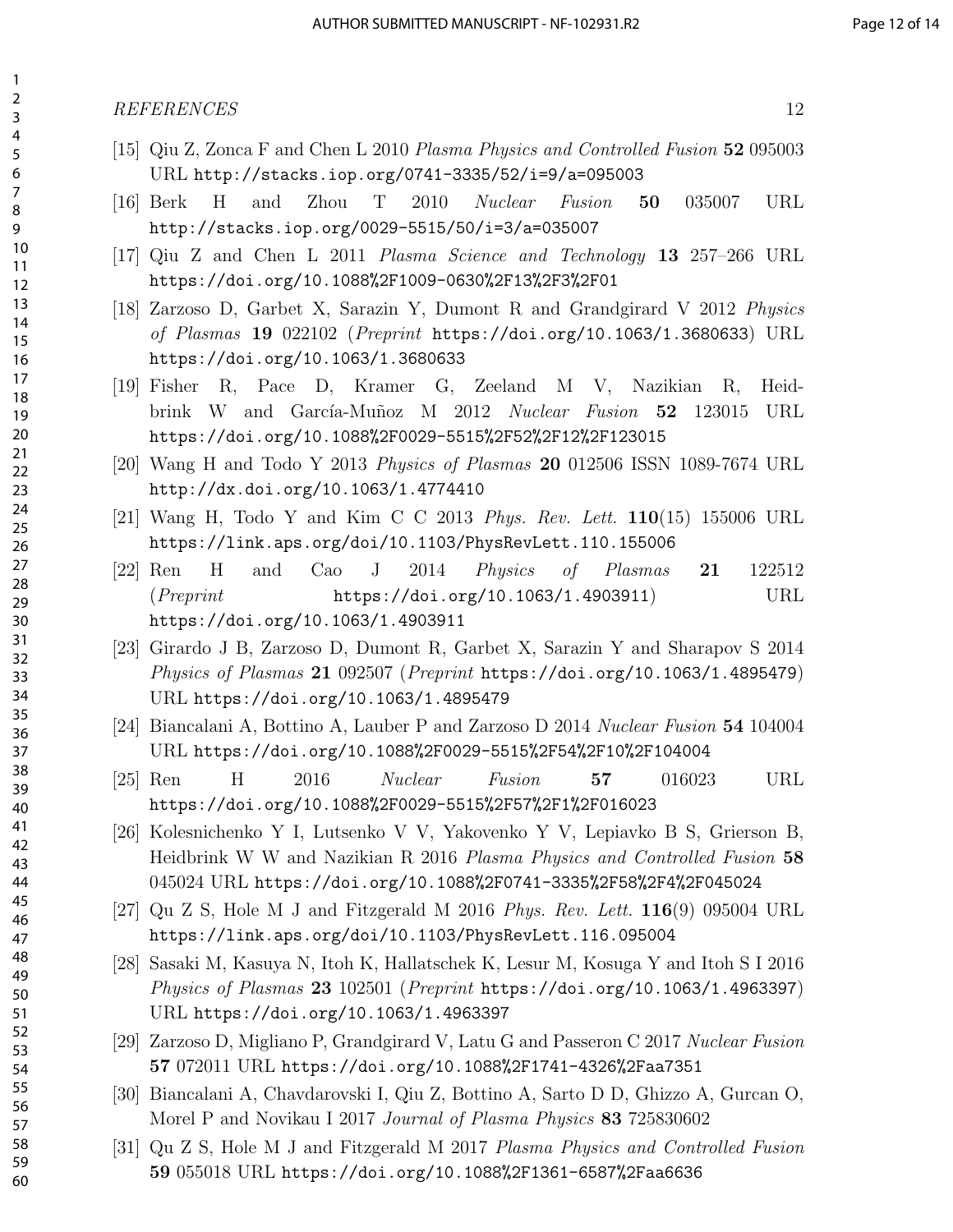[15] Qiu Z, Zonca F and Chen L 2010 *Plasma Physics and Controlled Fusion* **52** 095003 URL http://stacks.iop.org/0741-3335/52/i=9/a=095003

[16] Berk H and Zhou T 2010 *Nuclear Fusion* **50** 035007 URL http://stacks.iop.org/0029-5515/50/i=3/a=035007

[17] Qiu Z and Chen L 2011 *Plasma Science and Technology* **13** 257–266 URL https://doi.org/10.1088%2F1009-0630%2F13%2F3%2F01

[18] Zarzoso D, Garbet X, Sarazin Y, Dumont R and Grandgirard V 2012 *Physics of Plasmas* **19** 022102 (*Preprint* https://doi.org/10.1063/1.3680633) URL https://doi.org/10.1063/1.3680633

[19] Fisher R, Pace D, Kramer G, Zeeland M V, Nazikian R, Heidbrink W and García-Muñoz M 2012 *Nuclear Fusion* **52** 123015 URL https://doi.org/10.1088%2F0029-5515%2F52%2F12%2F123015

[20] Wang H and Todo Y 2013 *Physics of Plasmas* **20** 012506 ISSN 1089-7674 URL http://dx.doi.org/10.1063/1.4774410

[21] Wang H, Todo Y and Kim C C 2013 *Phys. Rev. Lett.* **110**(15) 155006 URL https://link.aps.org/doi/10.1103/PhysRevLett.110.155006

[22] Ren H and Cao J 2014 *Physics of Plasmas* **21** 122512 (*Preprint* https://doi.org/10.1063/1.4903911) URL https://doi.org/10.1063/1.4903911

[23] Girardo J B, Zarzoso D, Dumont R, Garbet X, Sarazin Y and Sharapov S 2014 *Physics of Plasmas* **21** 092507 (*Preprint* https://doi.org/10.1063/1.4895479) URL https://doi.org/10.1063/1.4895479

[24] Biancalani A, Bottino A, Lauber P and Zarzoso D 2014 *Nuclear Fusion* **54** 104004 URL https://doi.org/10.1088%2F0029-5515%2F54%2F10%2F104004

[25] Ren H 2016 *Nuclear Fusion* **57** 016023 URL https://doi.org/10.1088%2F0029-5515%2F57%2F1%2F016023

[26] Kolesnichenko Y I, Lutsenko V V, Yakovenko Y V, Lepiavko B S, Grierson B, Heidbrink W W and Nazikian R 2016 *Plasma Physics and Controlled Fusion* **58** 045024 URL https://doi.org/10.1088%2F0741-3335%2F58%2F4%2F045024

[27] Qu Z S, Hole M J and Fitzgerald M 2016 *Phys. Rev. Lett.* **116**(9) 095004 URL https://link.aps.org/doi/10.1103/PhysRevLett.116.095004

[28] Sasaki M, Kasuya N, Itoh K, Hallatschek K, Lesur M, Kosuga Y and Itoh S I 2016 *Physics of Plasmas* **23** 102501 (*Preprint* https://doi.org/10.1063/1.4963397) URL https://doi.org/10.1063/1.4963397

[29] Zarzoso D, Migliano P, Grandgirard V, Latu G and Passeron C 2017 *Nuclear Fusion* **57** 072011 URL https://doi.org/10.1088%2F1741-4326%2Faa7351

[30] Biancalani A, Chavdarovski I, Qiu Z, Bottino A, Sarto D D, Ghizzo A, Gurcan O, Morel P and Novikau I 2017 *Journal of Plasma Physics* **83** 725830602

[31] Qu Z S, Hole M J and Fitzgerald M 2017 *Plasma Physics and Controlled Fusion* **59** 055018 URL https://doi.org/10.1088%2F1361-6587%2Faa6636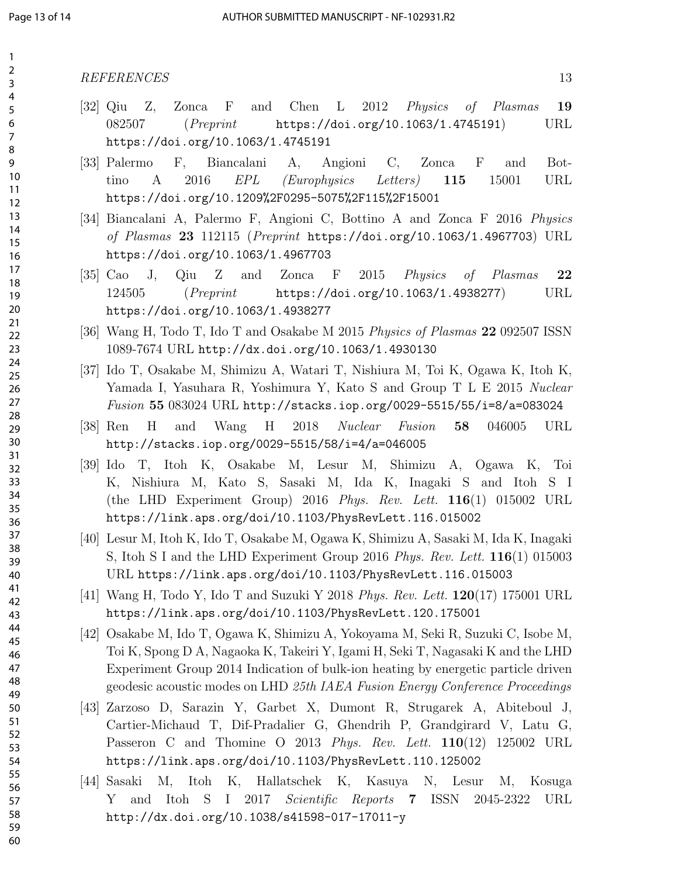[32] Qiu Z, Zonca F and Chen L 2012 *Physics of Plasmas* **19** 082507 (*Preprint* https://doi.org/10.1063/1.4745191) URL https://doi.org/10.1063/1.4745191

[33] Palermo F, Biancalani A, Angioni C, Zonca F and Bottino A 2016 *EPL (Europhysics Letters)* **115** 15001 URL https://doi.org/10.1209%2F0295-5075%2F115%2F15001

[34] Biancalani A, Palermo F, Angioni C, Bottino A and Zonca F 2016 *Physics of Plasmas* **23** 112115 (*Preprint* https://doi.org/10.1063/1.4967703) URL https://doi.org/10.1063/1.4967703

[35] Cao J, Qiu Z and Zonca F 2015 *Physics of Plasmas* **22** 124505 (*Preprint* https://doi.org/10.1063/1.4938277) URL https://doi.org/10.1063/1.4938277

[36] Wang H, Todo T, Ido T and Osakabe M 2015 *Physics of Plasmas* **22** 092507 ISSN 1089-7674 URL http://dx.doi.org/10.1063/1.4930130

[37] Ido T, Osakabe M, Shimizu A, Watari T, Nishiura M, Toi K, Ogawa K, Itoh K, Yamada I, Yasuhara R, Yoshimura Y, Kato S and Group T L E 2015 *Nuclear Fusion* **55** 083024 URL http://stacks.iop.org/0029-5515/55/i=8/a=083024

[38] Ren H and Wang H 2018 *Nuclear Fusion* **58** 046005 URL http://stacks.iop.org/0029-5515/58/i=4/a=046005

[39] Ido T, Itoh K, Osakabe M, Lesur M, Shimizu A, Ogawa K, Toi K, Nishiura M, Kato S, Sasaki M, Ida K, Inagaki S and Itoh S I (the LHD Experiment Group) 2016 *Phys. Rev. Lett.* **116**(1) 015002 URL https://link.aps.org/doi/10.1103/PhysRevLett.116.015002

[40] Lesur M, Itoh K, Ido T, Osakabe M, Ogawa K, Shimizu A, Sasaki M, Ida K, Inagaki S, Itoh S I and the LHD Experiment Group 2016 *Phys. Rev. Lett.* **116**(1) 015003 URL https://link.aps.org/doi/10.1103/PhysRevLett.116.015003

[41] Wang H, Todo Y, Ido T and Suzuki Y 2018 *Phys. Rev. Lett.* **120**(17) 175001 URL https://link.aps.org/doi/10.1103/PhysRevLett.120.175001

[42] Osakabe M, Ido T, Ogawa K, Shimizu A, Yokoyama M, Seki R, Suzuki C, Isobe M, Toi K, Spong D A, Nagaoka K, Takeiri Y, Igami H, Seki T, Nagasaki K and the LHD Experiment Group 2014 Indication of bulk-ion heating by energetic particle driven geodesic acoustic modes on LHD *25th IAEA Fusion Energy Conference Proceedings*

[43] Zarzoso D, Sarazin Y, Garbet X, Dumont R, Strugarek A, Abiteboul J, Cartier-Michaud T, Dif-Pradalier G, Ghendrih P, Grandgirard V, Latu G, Passeron C and Thomine O 2013 *Phys. Rev. Lett.* **110**(12) 125002 URL https://link.aps.org/doi/10.1103/PhysRevLett.110.125002

[44] Sasaki M, Itoh K, Hallatschek K, Kasuya N, Lesur M, Kosuga Y and Itoh S I 2017 *Scientific Reports* **7** ISSN 2045-2322 URL http://dx.doi.org/10.1038/s41598-017-17011-y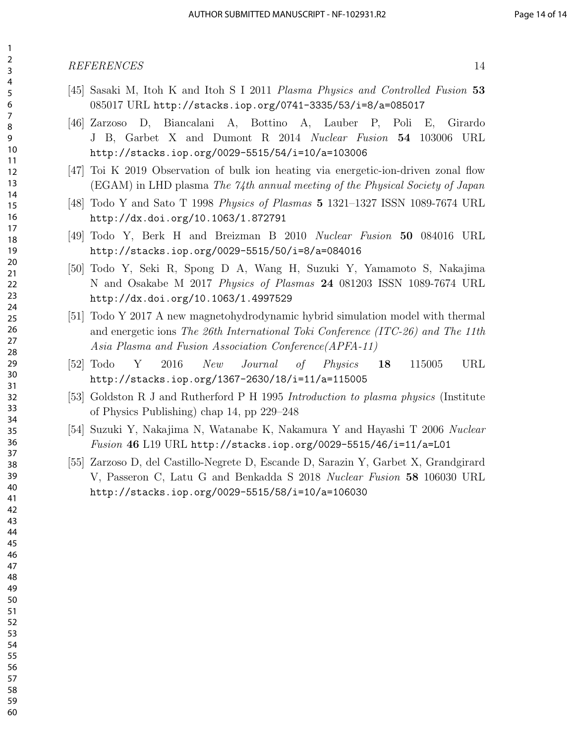[45] Sasaki M, Itoh K and Itoh S I 2011 *Plasma Physics and Controlled Fusion* **53** 085017 URL http://stacks.iop.org/0741-3335/53/i=8/a=085017

[46] Zarzoso D, Biancalani A, Bottino A, Lauber P, Poli E, Girardo J B, Garbet X and Dumont R 2014 *Nuclear Fusion* **54** 103006 URL http://stacks.iop.org/0029-5515/54/i=10/a=103006

[47] Toi K 2019 Observation of bulk ion heating via energetic-ion-driven zonal flow (EGAM) in LHD plasma *The 74th annual meeting of the Physical Society of Japan*

[48] Todo Y and Sato T 1998 *Physics of Plasmas* **5** 1321–1327 ISSN 1089-7674 URL http://dx.doi.org/10.1063/1.872791

[49] Todo Y, Berk H and Breizman B 2010 *Nuclear Fusion* **50** 084016 URL http://stacks.iop.org/0029-5515/50/i=8/a=084016

[50] Todo Y, Seki R, Spong D A, Wang H, Suzuki Y, Yamamoto S, Nakajima N and Osakabe M 2017 *Physics of Plasmas* **24** 081203 ISSN 1089-7674 URL http://dx.doi.org/10.1063/1.4997529

[51] Todo Y 2017 A new magnetohydrodynamic hybrid simulation model with thermal and energetic ions *The 26th International Toki Conference (ITC-26) and The 11th Asia Plasma and Fusion Association Conference(APFA-11)*

[52] Todo Y 2016 *New Journal of Physics* **18** 115005 URL http://stacks.iop.org/1367-2630/18/i=11/a=115005

[53] Goldston R J and Rutherford P H 1995 *Introduction to plasma physics* (Institute of Physics Publishing) chap 14, pp 229–248

[54] Suzuki Y, Nakajima N, Watanabe K, Nakamura Y and Hayashi T 2006 *Nuclear Fusion* **46** L19 URL http://stacks.iop.org/0029-5515/46/i=11/a=L01

[55] Zarzoso D, del Castillo-Negrete D, Escande D, Sarazin Y, Garbet X, Grandgirard V, Passeron C, Latu G and Benkadda S 2018 *Nuclear Fusion* **58** 106030 URL http://stacks.iop.org/0029-5515/58/i=10/a=106030